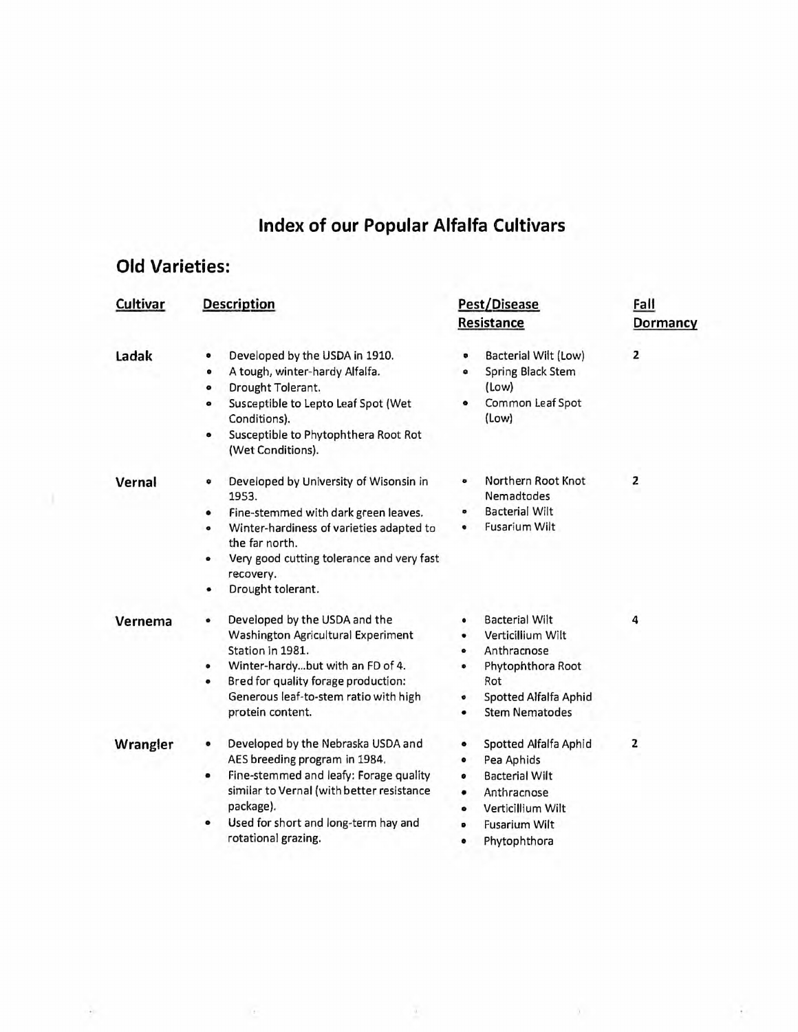# Index of our Popular Alfalfa Cultivars

## Old Varieties:

| Cultivar | Description | Pest/Disease Resistance | Fall Dormancy |
|---|---|---|---|
| **Ladak** | • Developed by the USDA in 1910.<br>• A tough, winter-hardy Alfalfa.<br>• Drought Tolerant.<br>• Susceptible to Lepto Leaf Spot (Wet Conditions).<br>• Susceptible to Phytophthera Root Rot (Wet Conditions). | • Bacterial Wilt (Low)<br>• Spring Black Stem (Low)<br>• Common Leaf Spot (Low) | 2 |
| **Vernal** | • Developed by University of Wisonsin in 1953.<br>• Fine-stemmed with dark green leaves.<br>• Winter-hardiness of varieties adapted to the far north.<br>• Very good cutting tolerance and very fast recovery.<br>• Drought tolerant. | • Northern Root Knot Nemadtodes<br>• Bacterial Wilt<br>• Fusarium Wilt | 2 |
| **Vernema** | • Developed by the USDA and the Washington Agricultural Experiment Station in 1981.<br>• Winter-hardy...but with an FD of 4.<br>• Bred for quality forage production: Generous leaf-to-stem ratio with high protein content. | • Bacterial Wilt<br>• Verticillium Wilt<br>• Anthracnose<br>• Phytophthora Root Rot<br>• Spotted Alfalfa Aphid<br>• Stem Nematodes | 4 |
| **Wrangler** | • Developed by the Nebraska USDA and AES breeding program in 1984.<br>• Fine-stemmed and leafy: Forage quality similar to Vernal (with better resistance package).<br>• Used for short and long-term hay and rotational grazing. | • Spotted Alfalfa Aphid<br>• Pea Aphids<br>• Bacterial Wilt<br>• Anthracnose<br>• Verticillium Wilt<br>• Fusarium Wilt<br>• Phytophthora | 2 |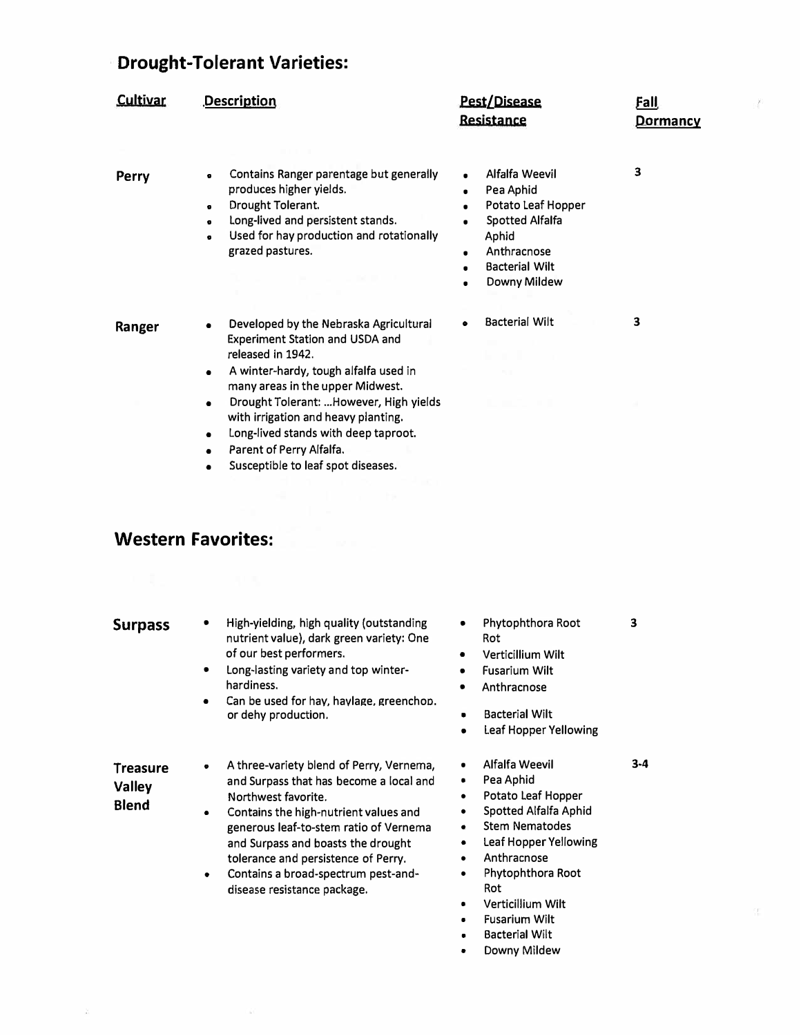## Drought-Tolerant Varieties:

| Cultivar | Description | Pest/Disease Resistance | Fall Dormancy |
| --- | --- | --- | --- |
| Perry | • Contains Ranger parentage but generally produces higher yields.<br>• Drought Tolerant.<br>• Long-lived and persistent stands.<br>• Used for hay production and rotationally grazed pastures. | • Alfalfa Weevil<br>• Pea Aphid<br>• Potato Leaf Hopper<br>• Spotted Alfalfa Aphid<br>• Anthracnose<br>• Bacterial Wilt<br>• Downy Mildew | 3 |
| Ranger | • Developed by the Nebraska Agricultural Experiment Station and USDA and released in 1942.<br>• A winter-hardy, tough alfalfa used in many areas in the upper Midwest.<br>• Drought Tolerant: ...However, High yields with irrigation and heavy planting.<br>• Long-lived stands with deep taproot.<br>• Parent of Perry Alfalfa.<br>• Susceptible to leaf spot diseases. | • Bacterial Wilt | 3 |

## Western Favorites:

| Cultivar | Description | Pest/Disease Resistance | Fall Dormancy |
| --- | --- | --- | --- |
| Surpass | • High-yielding, high quality (outstanding nutrient value), dark green variety: One of our best performers.<br>• Long-lasting variety and top winter-hardiness.<br>• Can be used for hay, haylage, greenchop, or dehy production. | • Phytophthora Root Rot<br>• Verticillium Wilt<br>• Fusarium Wilt<br>• Anthracnose<br>• Bacterial Wilt<br>• Leaf Hopper Yellowing | 3 |
| Treasure Valley Blend | • A three-variety blend of Perry, Vernema, and Surpass that has become a local and Northwest favorite.<br>• Contains the high-nutrient values and generous leaf-to-stem ratio of Vernema and Surpass and boasts the drought tolerance and persistence of Perry.<br>• Contains a broad-spectrum pest-and-disease resistance package. | • Alfalfa Weevil<br>• Pea Aphid<br>• Potato Leaf Hopper<br>• Spotted Alfalfa Aphid<br>• Stem Nematodes<br>• Leaf Hopper Yellowing<br>• Anthracnose<br>• Phytophthora Root Rot<br>• Verticillium Wilt<br>• Fusarium Wilt<br>• Bacterial Wilt<br>• Downy Mildew | 3-4 |